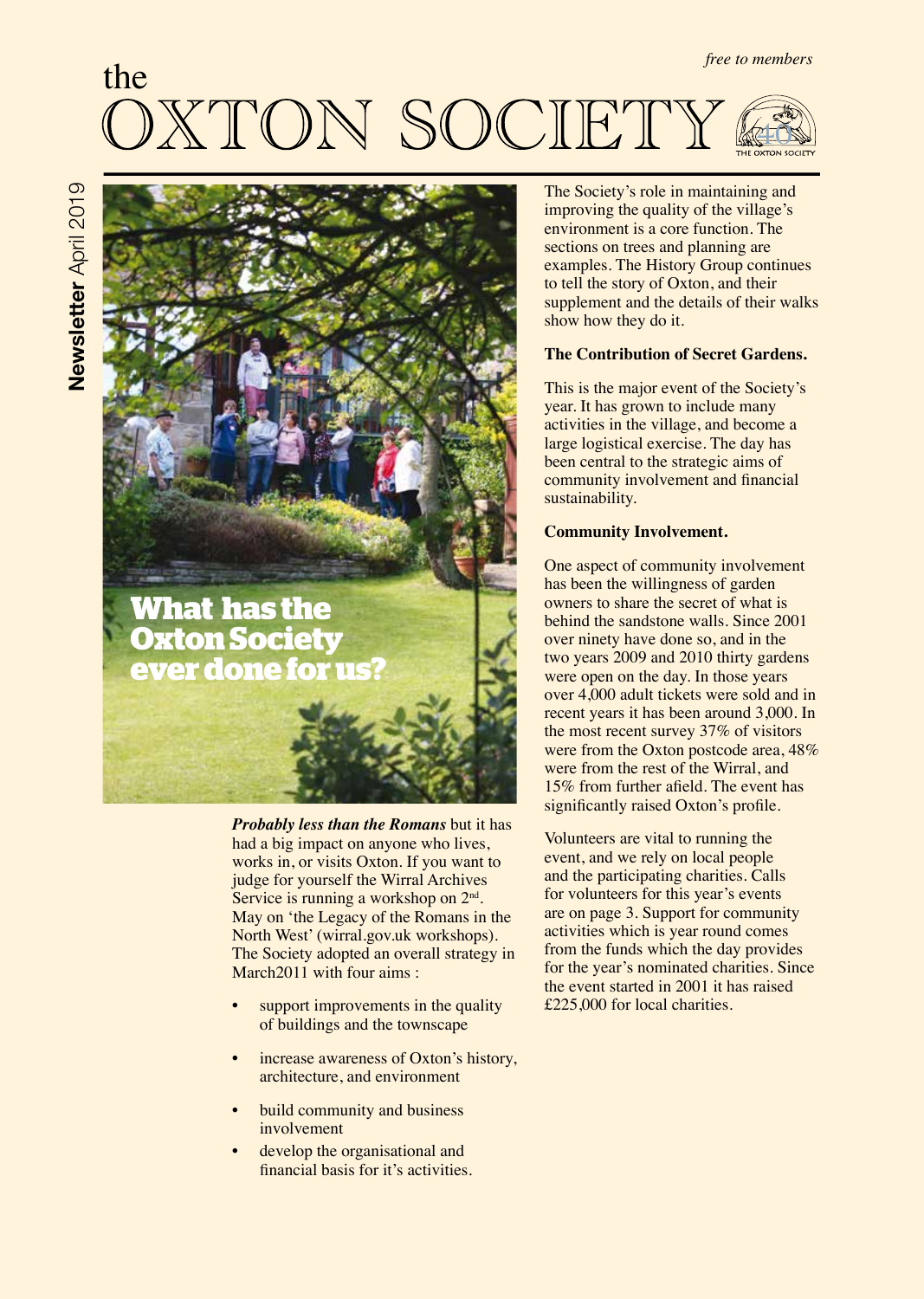*free to members*

# the OXTON SOCIETY

**Newsletter** April 2019

## What has the Oxton Society ever done for us?

***Probably less than the Romans*** but it has had a big impact on anyone who lives, works in, or visits Oxton. If you want to judge for yourself the Wirral Archives Service is running a workshop on 2nd. May on 'the Legacy of the Romans in the North West' (wirral.gov.uk workshops). The Society adopted an overall strategy in March2011 with four aims :

- support improvements in the quality of buildings and the townscape
- increase awareness of Oxton's history, architecture, and environment
- build community and business involvement
- develop the organisational and financial basis for it's activities.

The Society's role in maintaining and improving the quality of the village's environment is a core function. The sections on trees and planning are examples. The History Group continues to tell the story of Oxton, and their supplement and the details of their walks show how they do it.

**The Contribution of Secret Gardens.**

This is the major event of the Society's year. It has grown to include many activities in the village, and become a large logistical exercise. The day has been central to the strategic aims of community involvement and financial sustainability.

**Community Involvement.**

One aspect of community involvement has been the willingness of garden owners to share the secret of what is behind the sandstone walls. Since 2001 over ninety have done so, and in the two years 2009 and 2010 thirty gardens were open on the day. In those years over 4,000 adult tickets were sold and in recent years it has been around 3,000. In the most recent survey 37% of visitors were from the Oxton postcode area, 48% were from the rest of the Wirral, and 15% from further afield. The event has significantly raised Oxton's profile.

Volunteers are vital to running the event, and we rely on local people and the participating charities. Calls for volunteers for this year's events are on page 3. Support for community activities which is year round comes from the funds which the day provides for the year's nominated charities. Since the event started in 2001 it has raised £225,000 for local charities.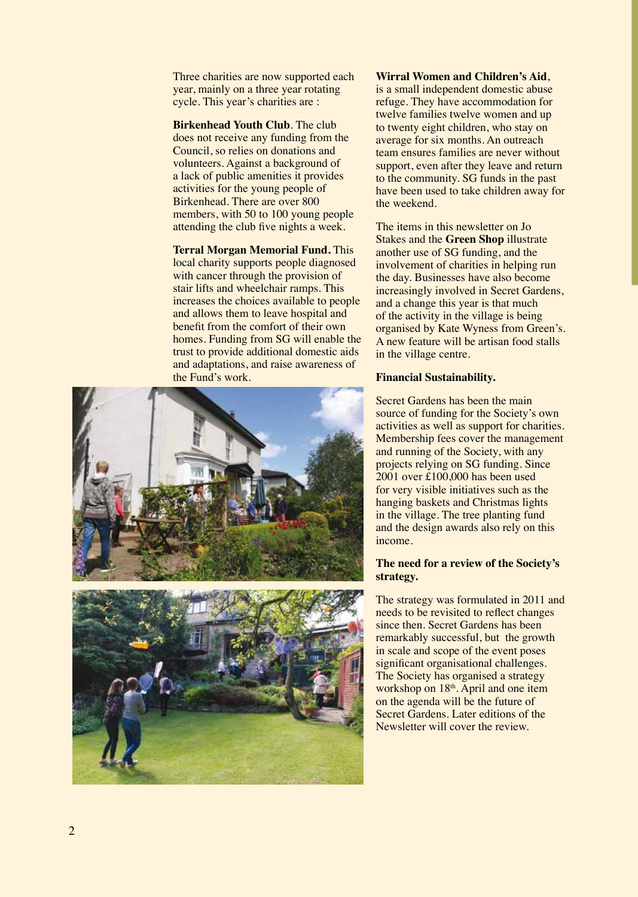Three charities are now supported each year, mainly on a three year rotating cycle. This year's charities are :

**Birkenhead Youth Club**. The club does not receive any funding from the Council, so relies on donations and volunteers. Against a background of a lack of public amenities it provides activities for the young people of Birkenhead. There are over 800 members, with 50 to 100 young people attending the club five nights a week.

**Terral Morgan Memorial Fund.** This local charity supports people diagnosed with cancer through the provision of stair lifts and wheelchair ramps. This increases the choices available to people and allows them to leave hospital and benefit from the comfort of their own homes. Funding from SG will enable the trust to provide additional domestic aids and adaptations, and raise awareness of the Fund's work.

**Wirral Women and Children's Aid**, is a small independent domestic abuse refuge. They have accommodation for twelve families twelve women and up to twenty eight children, who stay on average for six months. An outreach team ensures families are never without support, even after they leave and return to the community. SG funds in the past have been used to take children away for the weekend.

The items in this newsletter on Jo Stakes and the **Green Shop** illustrate another use of SG funding, and the involvement of charities in helping run the day. Businesses have also become increasingly involved in Secret Gardens, and a change this year is that much of the activity in the village is being organised by Kate Wyness from Green's. A new feature will be artisan food stalls in the village centre.

**Financial Sustainability.**

Secret Gardens has been the main source of funding for the Society's own activities as well as support for charities. Membership fees cover the management and running of the Society, with any projects relying on SG funding. Since 2001 over £100,000 has been used for very visible initiatives such as the hanging baskets and Christmas lights in the village. The tree planting fund and the design awards also rely on this income.

**The need for a review of the Society's strategy.**

The strategy was formulated in 2011 and needs to be revisited to reflect changes since then. Secret Gardens has been remarkably successful, but the growth in scale and scope of the event poses significant organisational challenges. The Society has organised a strategy workshop on 18th. April and one item on the agenda will be the future of Secret Gardens. Later editions of the Newsletter will cover the review.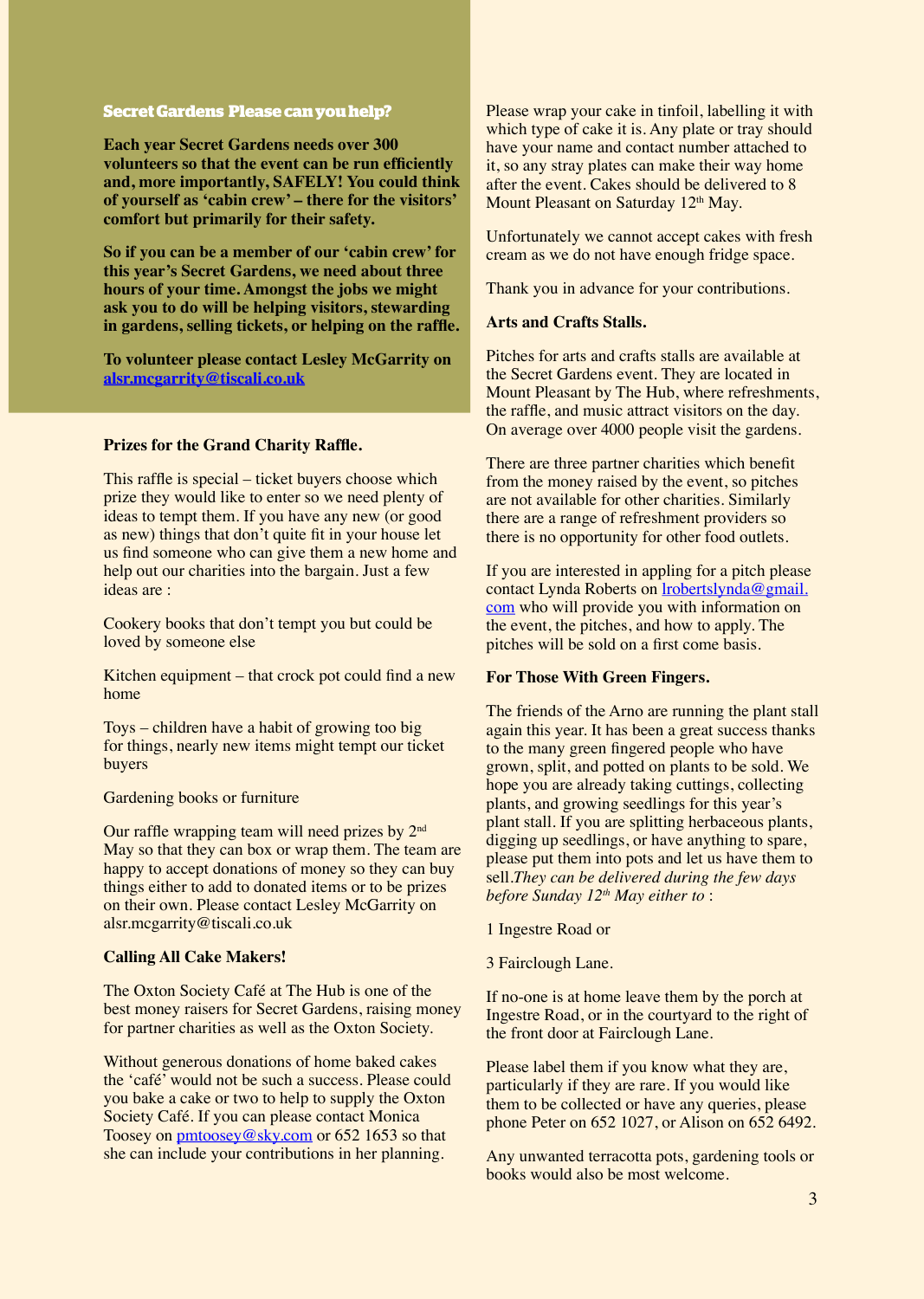## Secret Gardens Please can you help?

**Each year Secret Gardens needs over 300 volunteers so that the event can be run efficiently and, more importantly, SAFELY! You could think of yourself as 'cabin crew' – there for the visitors' comfort but primarily for their safety.**

**So if you can be a member of our 'cabin crew' for this year's Secret Gardens, we need about three hours of your time. Amongst the jobs we might ask you to do will be helping visitors, stewarding in gardens, selling tickets, or helping on the raffle.**

**To volunteer please contact Lesley McGarrity on alsr.mcgarrity@tiscali.co.uk**

### Prizes for the Grand Charity Raffle.

This raffle is special – ticket buyers choose which prize they would like to enter so we need plenty of ideas to tempt them. If you have any new (or good as new) things that don't quite fit in your house let us find someone who can give them a new home and help out our charities into the bargain. Just a few ideas are :

Cookery books that don't tempt you but could be loved by someone else

Kitchen equipment – that crock pot could find a new home

Toys – children have a habit of growing too big for things, nearly new items might tempt our ticket buyers

Gardening books or furniture

Our raffle wrapping team will need prizes by 2nd May so that they can box or wrap them. The team are happy to accept donations of money so they can buy things either to add to donated items or to be prizes on their own. Please contact Lesley McGarrity on alsr.mcgarrity@tiscali.co.uk

### Calling All Cake Makers!

The Oxton Society Café at The Hub is one of the best money raisers for Secret Gardens, raising money for partner charities as well as the Oxton Society.

Without generous donations of home baked cakes the 'café' would not be such a success. Please could you bake a cake or two to help to supply the Oxton Society Café. If you can please contact Monica Toosey on pmtoosey@sky.com or 652 1653 so that she can include your contributions in her planning.

Please wrap your cake in tinfoil, labelling it with which type of cake it is. Any plate or tray should have your name and contact number attached to it, so any stray plates can make their way home after the event. Cakes should be delivered to 8 Mount Pleasant on Saturday 12th May.

Unfortunately we cannot accept cakes with fresh cream as we do not have enough fridge space.

Thank you in advance for your contributions.

### Arts and Crafts Stalls.

Pitches for arts and crafts stalls are available at the Secret Gardens event. They are located in Mount Pleasant by The Hub, where refreshments, the raffle, and music attract visitors on the day. On average over 4000 people visit the gardens.

There are three partner charities which benefit from the money raised by the event, so pitches are not available for other charities. Similarly there are a range of refreshment providers so there is no opportunity for other food outlets.

If you are interested in appling for a pitch please contact Lynda Roberts on lrobertslynda@gmail.com who will provide you with information on the event, the pitches, and how to apply. The pitches will be sold on a first come basis.

### For Those With Green Fingers.

The friends of the Arno are running the plant stall again this year. It has been a great success thanks to the many green fingered people who have grown, split, and potted on plants to be sold. We hope you are already taking cuttings, collecting plants, and growing seedlings for this year's plant stall. If you are splitting herbaceous plants, digging up seedlings, or have anything to spare, please put them into pots and let us have them to sell.*They can be delivered during the few days before Sunday 12th May either to* :

1 Ingestre Road or

3 Fairclough Lane.

If no-one is at home leave them by the porch at Ingestre Road, or in the courtyard to the right of the front door at Fairclough Lane.

Please label them if you know what they are, particularly if they are rare. If you would like them to be collected or have any queries, please phone Peter on 652 1027, or Alison on 652 6492.

Any unwanted terracotta pots, gardening tools or books would also be most welcome.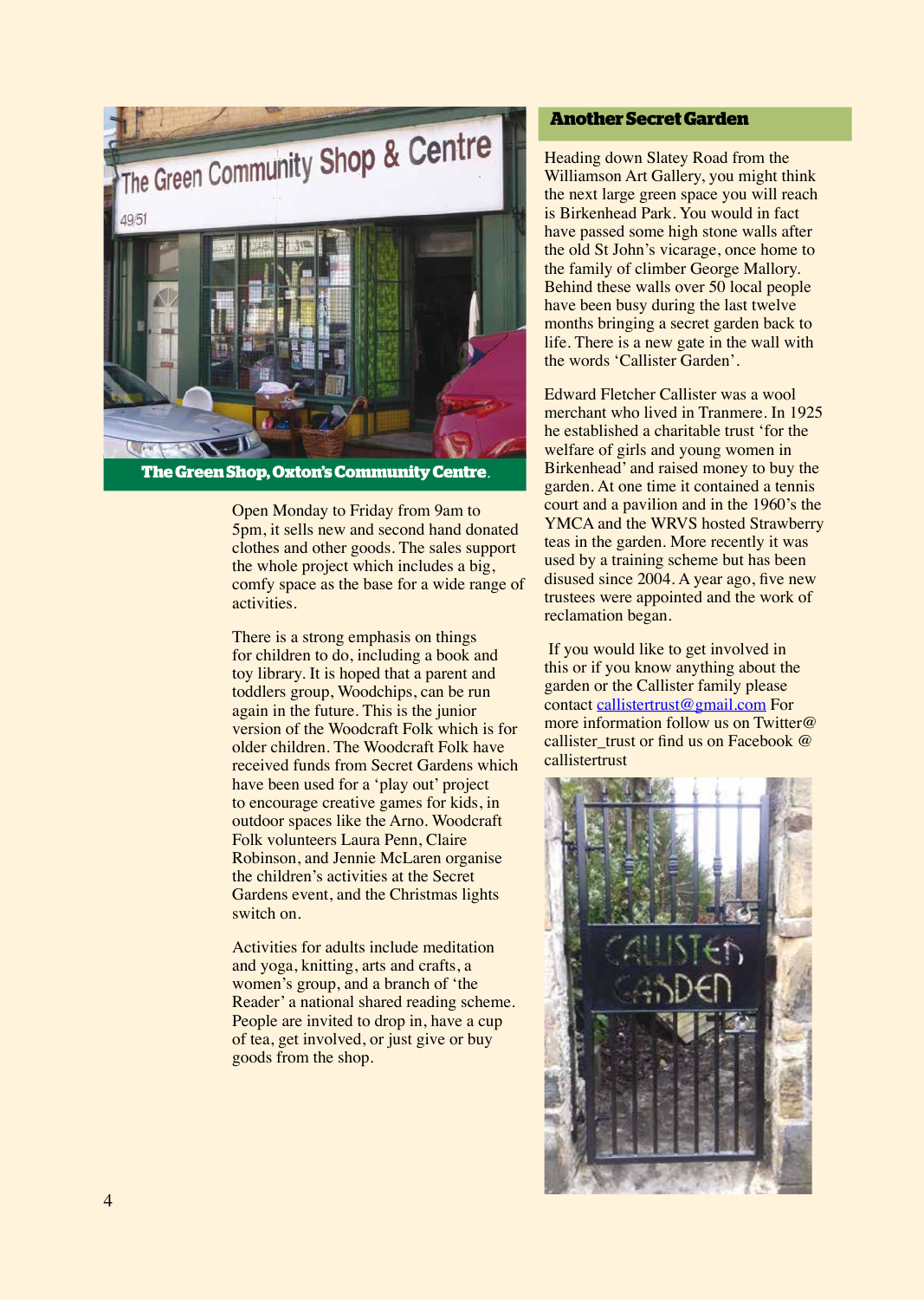**The Green Shop, Oxton's Community Centre.**

Open Monday to Friday from 9am to 5pm, it sells new and second hand donated clothes and other goods. The sales support the whole project which includes a big, comfy space as the base for a wide range of activities.

There is a strong emphasis on things for children to do, including a book and toy library. It is hoped that a parent and toddlers group, Woodchips, can be run again in the future. This is the junior version of the Woodcraft Folk which is for older children. The Woodcraft Folk have received funds from Secret Gardens which have been used for a 'play out' project to encourage creative games for kids, in outdoor spaces like the Arno. Woodcraft Folk volunteers Laura Penn, Claire Robinson, and Jennie McLaren organise the children's activities at the Secret Gardens event, and the Christmas lights switch on.

Activities for adults include meditation and yoga, knitting, arts and crafts, a women's group, and a branch of 'the Reader' a national shared reading scheme. People are invited to drop in, have a cup of tea, get involved, or just give or buy goods from the shop.

## Another Secret Garden

Heading down Slatey Road from the Williamson Art Gallery, you might think the next large green space you will reach is Birkenhead Park. You would in fact have passed some high stone walls after the old St John's vicarage, once home to the family of climber George Mallory. Behind these walls over 50 local people have been busy during the last twelve months bringing a secret garden back to life. There is a new gate in the wall with the words 'Callister Garden'.

Edward Fletcher Callister was a wool merchant who lived in Tranmere. In 1925 he established a charitable trust 'for the welfare of girls and young women in Birkenhead' and raised money to buy the garden. At one time it contained a tennis court and a pavilion and in the 1960's the YMCA and the WRVS hosted Strawberry teas in the garden. More recently it was used by a training scheme but has been disused since 2004. A year ago, five new trustees were appointed and the work of reclamation began.

If you would like to get involved in this or if you know anything about the garden or the Callister family please contact callistertrust@gmail.com For more information follow us on Twitter@ callister_trust or find us on Facebook @ callistertrust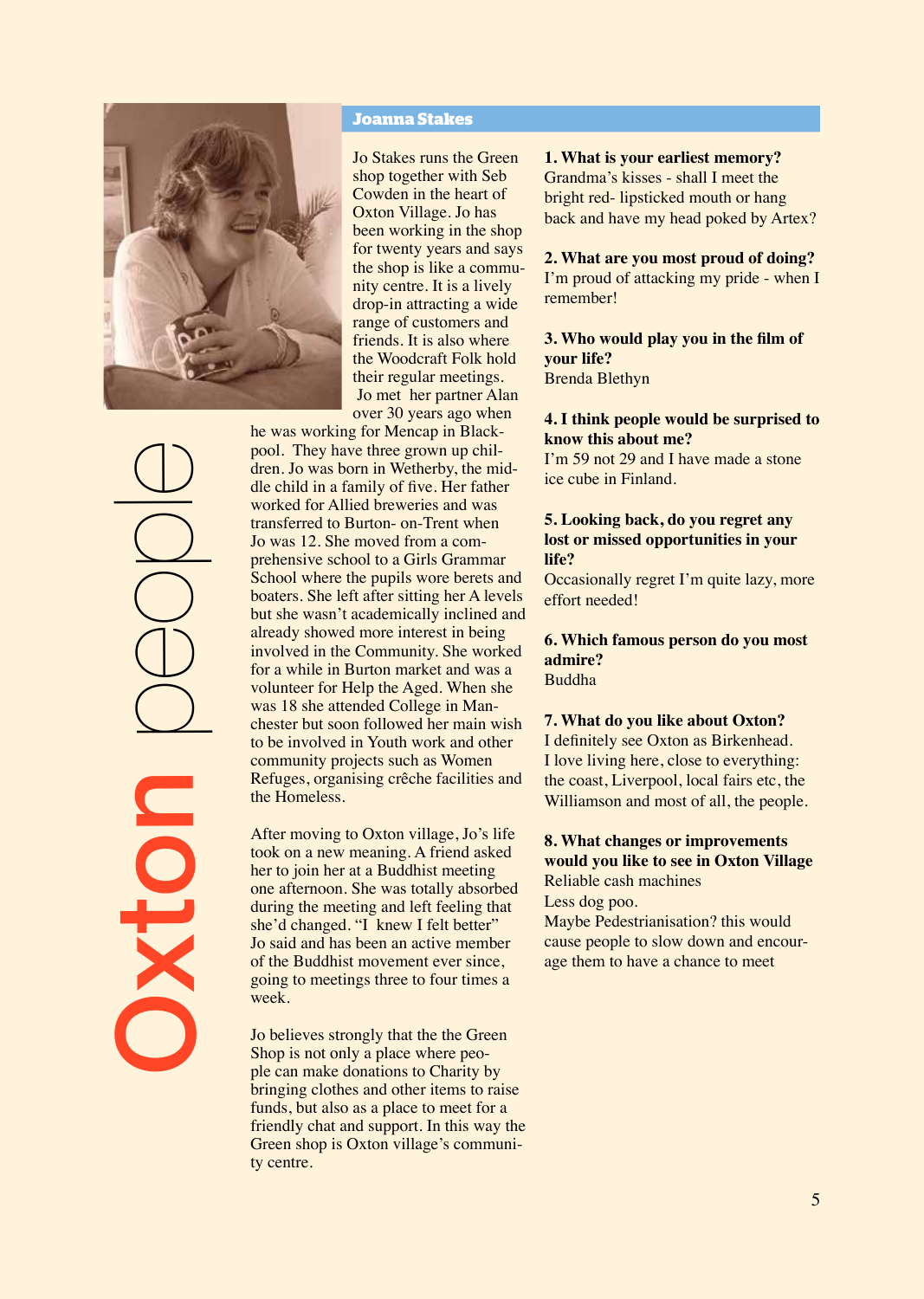# Oxton people

## Joanna Stakes

Jo Stakes runs the Green shop together with Seb Cowden in the heart of Oxton Village. Jo has been working in the shop for twenty years and says the shop is like a community centre. It is a lively drop-in attracting a wide range of customers and friends. It is also where the Woodcraft Folk hold their regular meetings. Jo met her partner Alan over 30 years ago when he was working for Mencap in Blackpool. They have three grown up children. Jo was born in Wetherby, the middle child in a family of five. Her father worked for Allied breweries and was transferred to Burton- on-Trent when Jo was 12. She moved from a comprehensive school to a Girls Grammar School where the pupils wore berets and boaters. She left after sitting her A levels but she wasn't academically inclined and already showed more interest in being involved in the Community. She worked for a while in Burton market and was a volunteer for Help the Aged. When she was 18 she attended College in Manchester but soon followed her main wish to be involved in Youth work and other community projects such as Women Refuges, organising crêche facilities and the Homeless.

After moving to Oxton village, Jo's life took on a new meaning. A friend asked her to join her at a Buddhist meeting one afternoon. She was totally absorbed during the meeting and left feeling that she'd changed. "I knew I felt better" Jo said and has been an active member of the Buddhist movement ever since, going to meetings three to four times a week.

Jo believes strongly that the the Green Shop is not only a place where people can make donations to Charity by bringing clothes and other items to raise funds, but also as a place to meet for a friendly chat and support. In this way the Green shop is Oxton village's community centre.

**1. What is your earliest memory?**
Grandma's kisses - shall I meet the bright red- lipsticked mouth or hang back and have my head poked by Artex?

**2. What are you most proud of doing?**
I'm proud of attacking my pride - when I remember!

**3. Who would play you in the film of your life?**
Brenda Blethyn

**4. I think people would be surprised to know this about me?**
I'm 59 not 29 and I have made a stone ice cube in Finland.

**5. Looking back, do you regret any lost or missed opportunities in your life?**
Occasionally regret I'm quite lazy, more effort needed!

**6. Which famous person do you most admire?**
Buddha

**7. What do you like about Oxton?**
I definitely see Oxton as Birkenhead. I love living here, close to everything: the coast, Liverpool, local fairs etc, the Williamson and most of all, the people.

**8. What changes or improvements would you like to see in Oxton Village**
Reliable cash machines
Less dog poo.
Maybe Pedestrianisation? this would cause people to slow down and encourage them to have a chance to meet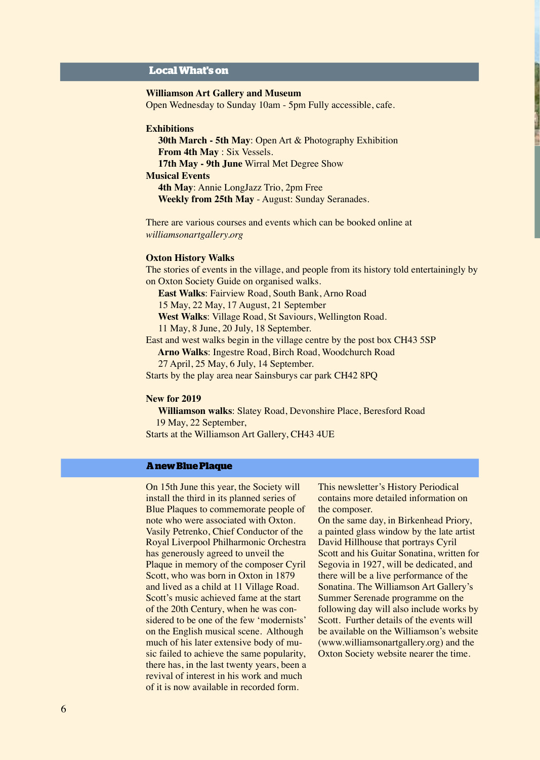## Local What's on

**Williamson Art Gallery and Museum**
Open Wednesday to Sunday 10am - 5pm Fully accessible, cafe.

**Exhibitions**

**30th March - 5th May**: Open Art & Photography Exhibition
**From 4th May** : Six Vessels.
**17th May - 9th June** Wirral Met Degree Show

**Musical Events**

**4th May**: Annie LongJazz Trio, 2pm Free
**Weekly from 25th May** - August: Sunday Seranades.

There are various courses and events which can be booked online at *williamsonartgallery.org*

**Oxton History Walks**
The stories of events in the village, and people from its history told entertainingly by on Oxton Society Guide on organised walks.

**East Walks**: Fairview Road, South Bank, Arno Road
15 May, 22 May, 17 August, 21 September
**West Walks**: Village Road, St Saviours, Wellington Road.
11 May, 8 June, 20 July, 18 September.

East and west walks begin in the village centre by the post box CH43 5SP

**Arno Walks**: Ingestre Road, Birch Road, Woodchurch Road
27 April, 25 May, 6 July, 14 September.

Starts by the play area near Sainsburys car park CH42 8PQ

**New for 2019**

**Williamson walks**: Slatey Road, Devonshire Place, Beresford Road
19 May, 22 September,

Starts at the Williamson Art Gallery, CH43 4UE

## A new Blue Plaque

On 15th June this year, the Society will install the third in its planned series of Blue Plaques to commemorate people of note who were associated with Oxton. Vasily Petrenko, Chief Conductor of the Royal Liverpool Philharmonic Orchestra has generously agreed to unveil the Plaque in memory of the composer Cyril Scott, who was born in Oxton in 1879 and lived as a child at 11 Village Road. Scott's music achieved fame at the start of the 20th Century, when he was considered to be one of the few 'modernists' on the English musical scene. Although much of his later extensive body of music failed to achieve the same popularity, there has, in the last twenty years, been a revival of interest in his work and much of it is now available in recorded form.

This newsletter's History Periodical contains more detailed information on the composer.
On the same day, in Birkenhead Priory, a painted glass window by the late artist David Hillhouse that portrays Cyril Scott and his Guitar Sonatina, written for Segovia in 1927, will be dedicated, and there will be a live performance of the Sonatina. The Williamson Art Gallery's Summer Serenade programme on the following day will also include works by Scott. Further details of the events will be available on the Williamson's website (www.williamsonartgallery.org) and the Oxton Society website nearer the time.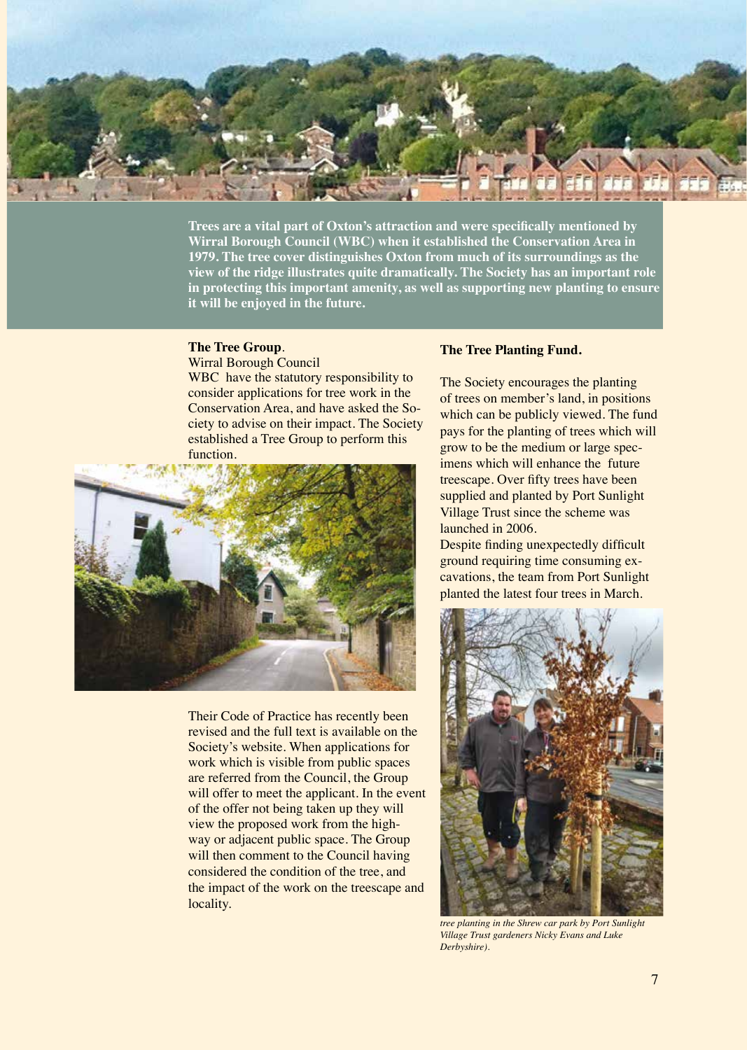**Trees are a vital part of Oxton's attraction and were specifically mentioned by Wirral Borough Council (WBC) when it established the Conservation Area in 1979. The tree cover distinguishes Oxton from much of its surroundings as the view of the ridge illustrates quite dramatically. The Society has an important role in protecting this important amenity, as well as supporting new planting to ensure it will be enjoyed in the future.**

## The Tree Group.

Wirral Borough Council

WBC have the statutory responsibility to consider applications for tree work in the Conservation Area, and have asked the Society to advise on their impact. The Society established a Tree Group to perform this function.

Their Code of Practice has recently been revised and the full text is available on the Society's website. When applications for work which is visible from public spaces are referred from the Council, the Group will offer to meet the applicant. In the event of the offer not being taken up they will view the proposed work from the highway or adjacent public space. The Group will then comment to the Council having considered the condition of the tree, and the impact of the work on the treescape and locality.

## The Tree Planting Fund.

The Society encourages the planting of trees on member's land, in positions which can be publicly viewed. The fund pays for the planting of trees which will grow to be the medium or large specimens which will enhance the future treescape. Over fifty trees have been supplied and planted by Port Sunlight Village Trust since the scheme was launched in 2006.

Despite finding unexpectedly difficult ground requiring time consuming excavations, the team from Port Sunlight planted the latest four trees in March.

*tree planting in the Shrew car park by Port Sunlight Village Trust gardeners Nicky Evans and Luke Derbyshire).*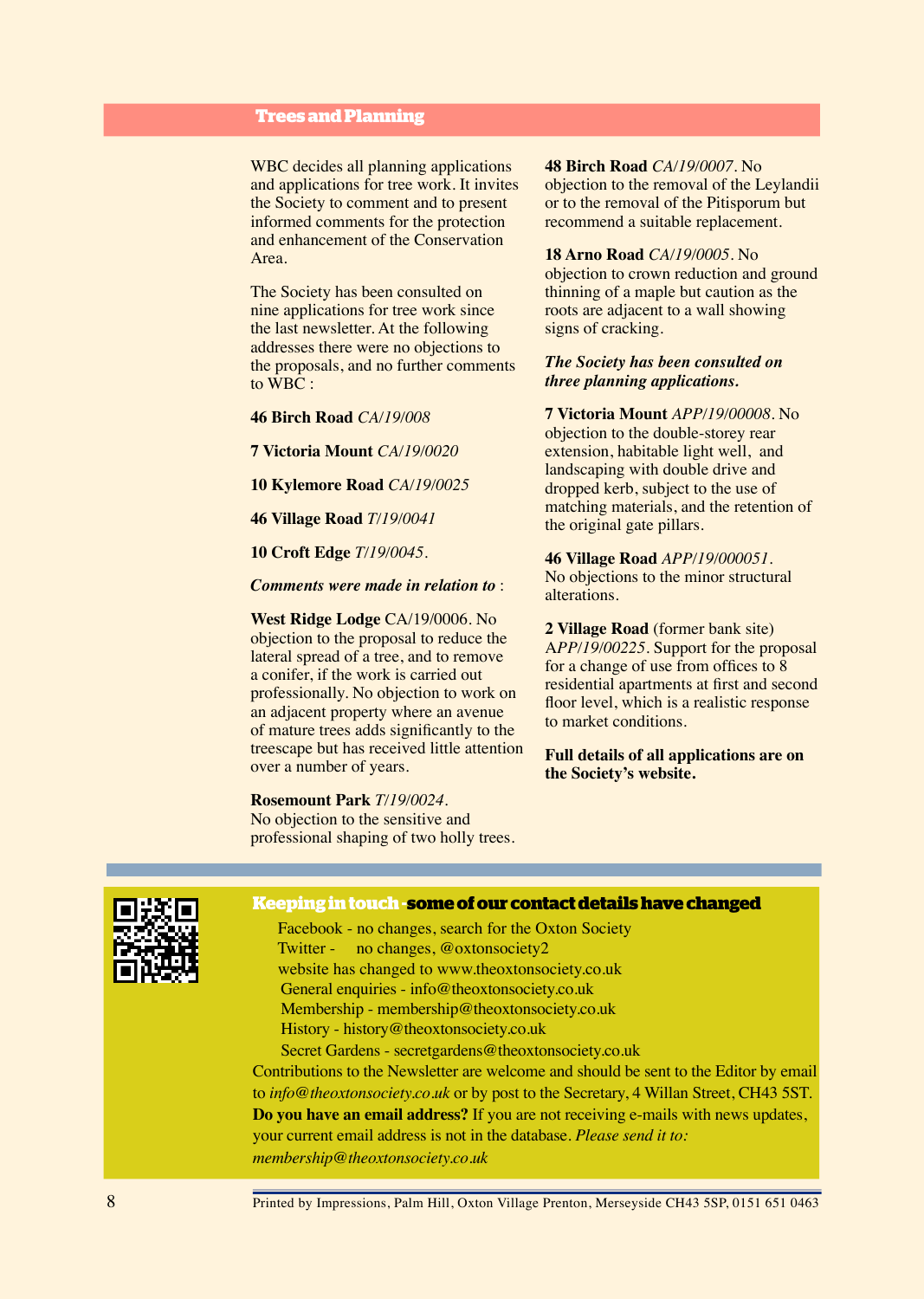## Trees and Planning

WBC decides all planning applications and applications for tree work. It invites the Society to comment and to present informed comments for the protection and enhancement of the Conservation Area.

The Society has been consulted on nine applications for tree work since the last newsletter. At the following addresses there were no objections to the proposals, and no further comments to WBC :

**46 Birch Road** *CA/19/008*

**7 Victoria Mount** *CA/19/0020*

**10 Kylemore Road** *CA/19/0025*

**46 Village Road** *T/19/0041*

**10 Croft Edge** *T/19/0045*.

***Comments were made in relation to*** :

**West Ridge Lodge** CA/19/0006. No objection to the proposal to reduce the lateral spread of a tree, and to remove a conifer, if the work is carried out professionally. No objection to work on an adjacent property where an avenue of mature trees adds significantly to the treescape but has received little attention over a number of years.

**Rosemount Park** *T/19/0024*. No objection to the sensitive and professional shaping of two holly trees.

**48 Birch Road** *CA/19/0007*. No objection to the removal of the Leylandii or to the removal of the Pitisporum but recommend a suitable replacement.

**18 Arno Road** *CA/19/0005*. No objection to crown reduction and ground thinning of a maple but caution as the roots are adjacent to a wall showing signs of cracking.

***The Society has been consulted on three planning applications.***

**7 Victoria Mount** *APP/19/00008*. No objection to the double-storey rear extension, habitable light well, and landscaping with double drive and dropped kerb, subject to the use of matching materials, and the retention of the original gate pillars.

**46 Village Road** *APP/19/000051*. No objections to the minor structural alterations.

**2 Village Road** (former bank site) *APP/19/00225*. Support for the proposal for a change of use from offices to 8 residential apartments at first and second floor level, which is a realistic response to market conditions.

**Full details of all applications are on the Society's website.**

## Keeping in touch - some of our contact details have changed

Facebook - no changes, search for the Oxton Society
Twitter - no changes, @oxtonsociety2
website has changed to www.theoxtonsociety.co.uk
General enquiries - info@theoxtonsociety.co.uk
Membership - membership@theoxtonsociety.co.uk
History - history@theoxtonsociety.co.uk
Secret Gardens - secretgardens@theoxtonsociety.co.uk

Contributions to the Newsletter are welcome and should be sent to the Editor by email to *info@theoxtonsociety.co.uk* or by post to the Secretary, 4 Willan Street, CH43 5ST.
**Do you have an email address?** If you are not receiving e-mails with news updates, your current email address is not in the database. *Please send it to: membership@theoxtonsociety.co.uk*

Printed by Impressions, Palm Hill, Oxton Village Prenton, Merseyside CH43 5SP, 0151 651 0463